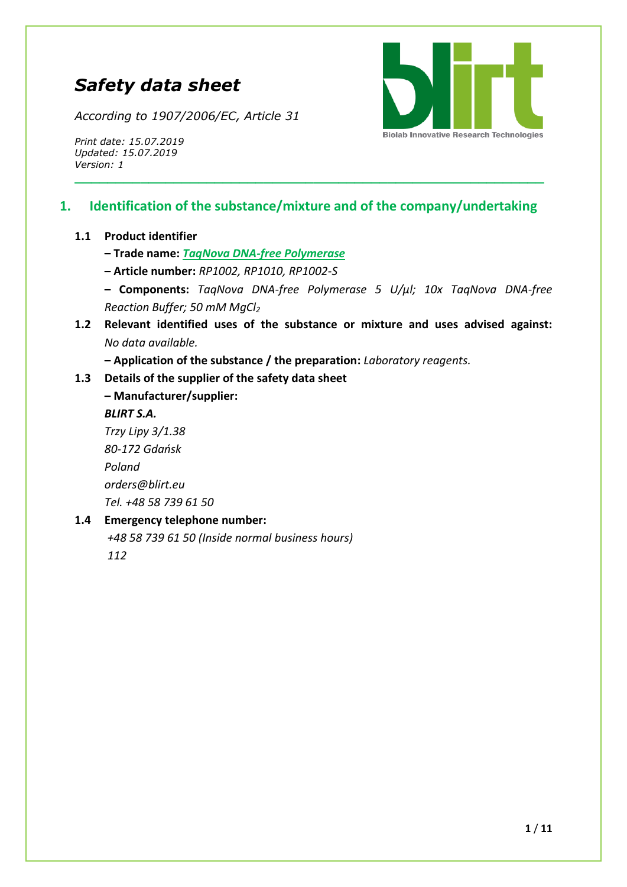# *Safety data sheet*

*According to 1907/2006/EC, Article 31*

*Print date: 15.07.2019*
*Updated: 15.07.2019*
*Version: 1*

## 1. Identification of the substance/mixture and of the company/undertaking

**1.1 Product identifier**

**– Trade name:** ***TaqNova DNA-free Polymerase***

**– Article number:** *RP1002, RP1010, RP1002-S*

**– Components:** *TaqNova DNA-free Polymerase 5 U/µl; 10x TaqNova DNA-free Reaction Buffer; 50 mM $MgCl_2$*

**1.2 Relevant identified uses of the substance or mixture and uses advised against:** *No data available.*

**– Application of the substance / the preparation:** *Laboratory reagents.*

**1.3 Details of the supplier of the safety data sheet**

**– Manufacturer/supplier:**

***BLIRT S.A.***
*Trzy Lipy 3/1.38*
*80-172 Gdańsk*
*Poland*
*orders@blirt.eu*
*Tel. +48 58 739 61 50*

**1.4 Emergency telephone number:**

*+48 58 739 61 50 (Inside normal business hours)*
*112*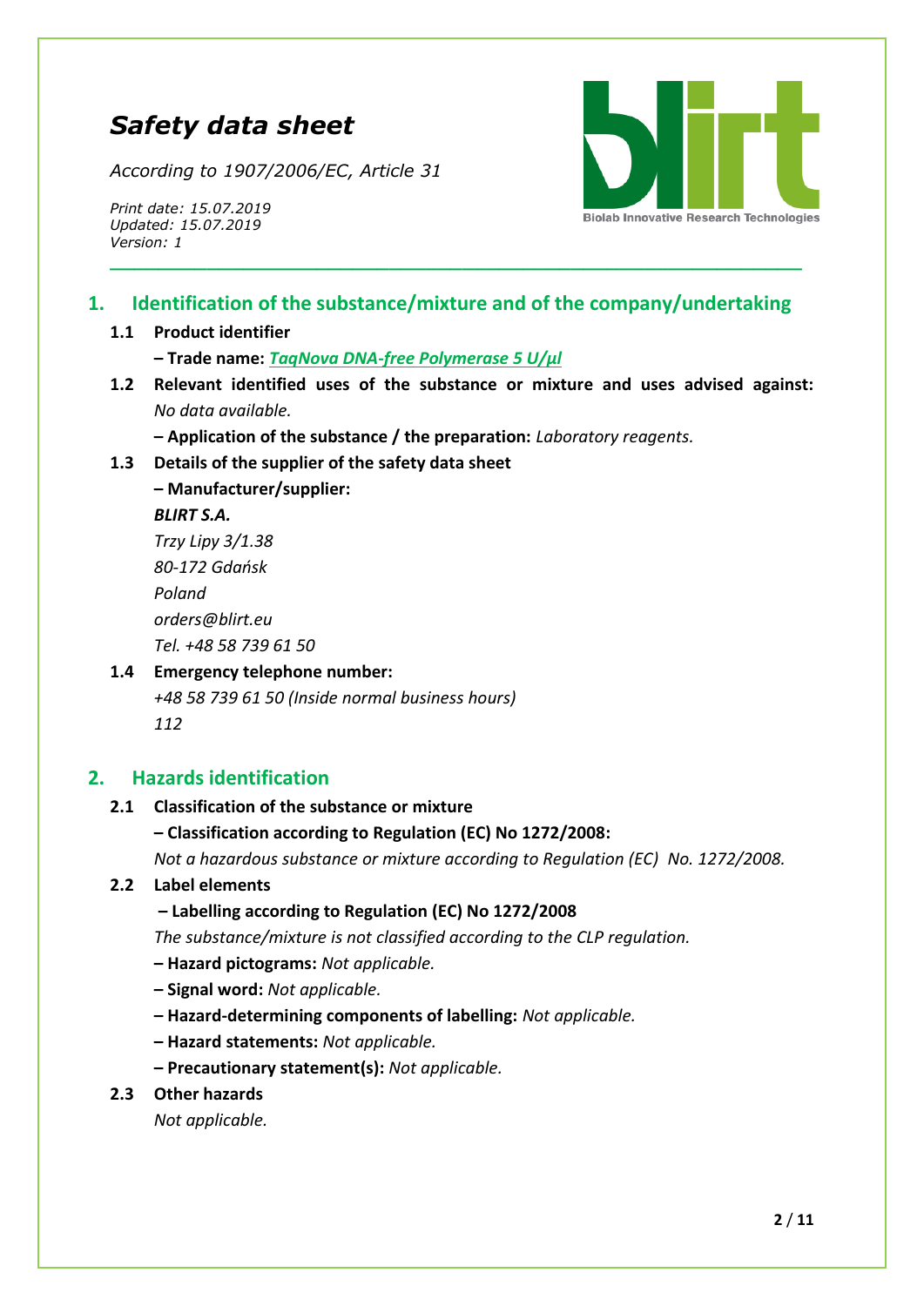# *Safety data sheet*

*According to 1907/2006/EC, Article 31*

*Print date: 15.07.2019*
*Updated: 15.07.2019*
*Version: 1*

Biolab Innovative Research Technologies

## 1. Identification of the substance/mixture and of the company/undertaking

**1.1 Product identifier**

**– Trade name:** ***TaqNova DNA-free Polymerase 5 U/µl***

**1.2 Relevant identified uses of the substance or mixture and uses advised against:** *No data available.*

**– Application of the substance / the preparation:** *Laboratory reagents.*

**1.3 Details of the supplier of the safety data sheet**

**– Manufacturer/supplier:**

***BLIRT S.A.***
*Trzy Lipy 3/1.38*
*80-172 Gdańsk*
*Poland*
*orders@blirt.eu*
*Tel. +48 58 739 61 50*

**1.4 Emergency telephone number:**

*+48 58 739 61 50 (Inside normal business hours)*
*112*

## 2. Hazards identification

**2.1 Classification of the substance or mixture**

**– Classification according to Regulation (EC) No 1272/2008:**
*Not a hazardous substance or mixture according to Regulation (EC) No. 1272/2008.*

**2.2 Label elements**

**– Labelling according to Regulation (EC) No 1272/2008**
*The substance/mixture is not classified according to the CLP regulation.*

**– Hazard pictograms:** *Not applicable.*

**– Signal word:** *Not applicable.*

**– Hazard-determining components of labelling:** *Not applicable.*

**– Hazard statements:** *Not applicable.*

**– Precautionary statement(s):** *Not applicable.*

**2.3 Other hazards**

*Not applicable.*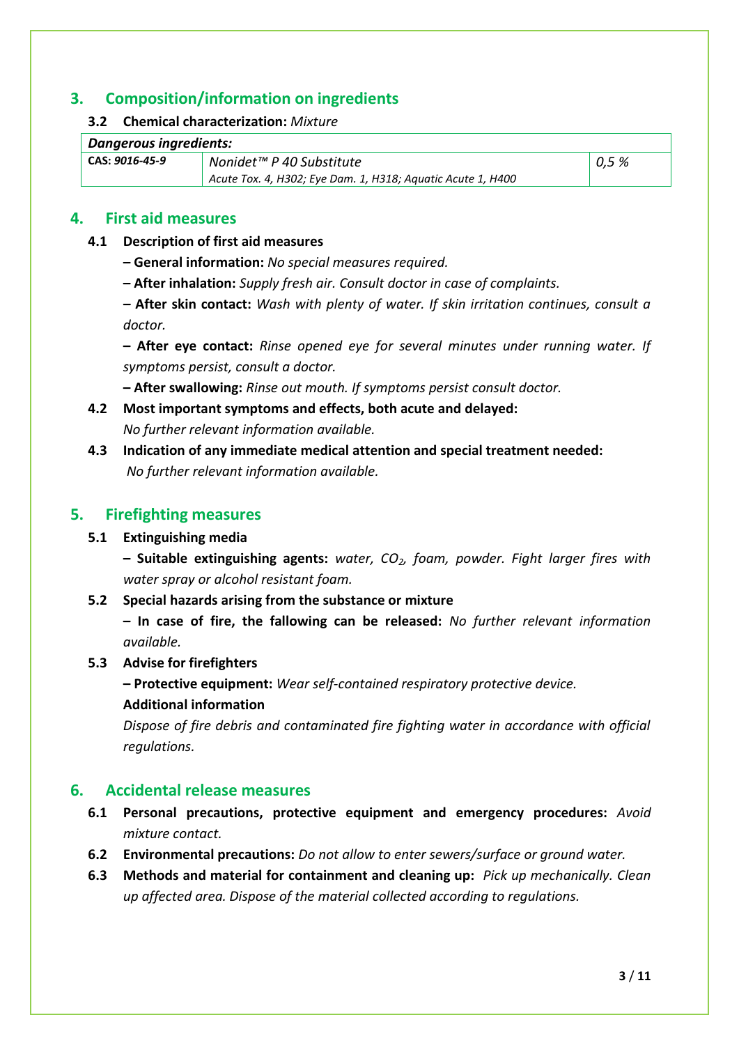## 3. Composition/information on ingredients

**3.2 Chemical characterization:** *Mixture*

| *Dangerous ingredients:* | | |
|---|---|---|
| CAS: *9016-45-9* | *Nonidet™ P 40 Substitute*<br>*Acute Tox. 4, H302; Eye Dam. 1, H318; Aquatic Acute 1, H400* | *0,5 %* |

## 4. First aid measures

**4.1 Description of first aid measures**

**– General information:** *No special measures required.*

**– After inhalation:** *Supply fresh air. Consult doctor in case of complaints.*

**– After skin contact:** *Wash with plenty of water. If skin irritation continues, consult a doctor.*

**– After eye contact:** *Rinse opened eye for several minutes under running water. If symptoms persist, consult a doctor.*

**– After swallowing:** *Rinse out mouth. If symptoms persist consult doctor.*

**4.2 Most important symptoms and effects, both acute and delayed:**
*No further relevant information available.*

**4.3 Indication of any immediate medical attention and special treatment needed:**
*No further relevant information available.*

## 5. Firefighting measures

**5.1 Extinguishing media**

**– Suitable extinguishing agents:** *water, $CO_2$, foam, powder. Fight larger fires with water spray or alcohol resistant foam.*

**5.2 Special hazards arising from the substance or mixture**

**– In case of fire, the fallowing can be released:** *No further relevant information available.*

**5.3 Advise for firefighters**

**– Protective equipment:** *Wear self-contained respiratory protective device.*

**Additional information**

*Dispose of fire debris and contaminated fire fighting water in accordance with official regulations.*

## 6. Accidental release measures

**6.1 Personal precautions, protective equipment and emergency procedures:** *Avoid mixture contact.*

**6.2 Environmental precautions:** *Do not allow to enter sewers/surface or ground water.*

**6.3 Methods and material for containment and cleaning up:** *Pick up mechanically. Clean up affected area. Dispose of the material collected according to regulations.*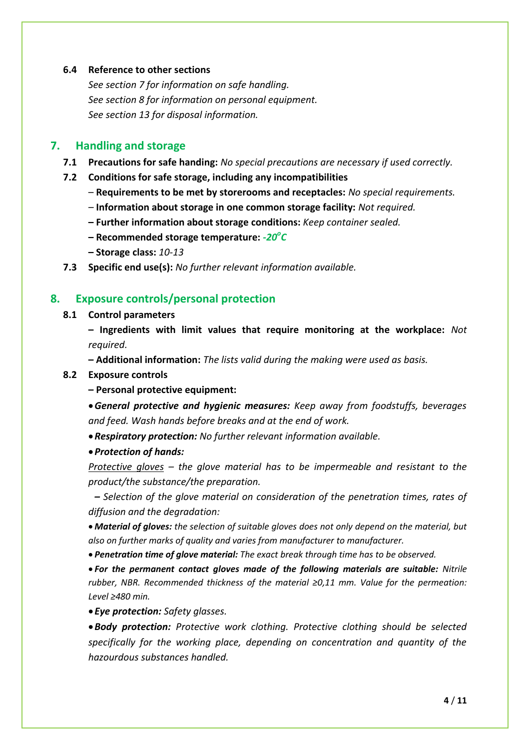**6.4 Reference to other sections**

*See section 7 for information on safe handling.*
*See section 8 for information on personal equipment.*
*See section 13 for disposal information.*

## 7. Handling and storage

**7.1 Precautions for safe handing:** *No special precautions are necessary if used correctly.*

**7.2 Conditions for safe storage, including any incompatibilities**

– **Requirements to be met by storerooms and receptacles:** *No special requirements.*

– **Information about storage in one common storage facility:** *Not required.*

**– Further information about storage conditions:** *Keep container sealed.*

**– Recommended storage temperature:** ***-20°C***

**– Storage class:** *10-13*

**7.3 Specific end use(s):** *No further relevant information available.*

## 8. Exposure controls/personal protection

**8.1 Control parameters**

**– Ingredients with limit values that require monitoring at the workplace:** *Not required.*

**– Additional information:** *The lists valid during the making were used as basis.*

**8.2 Exposure controls**

**– Personal protective equipment:**

- ***General protective and hygienic measures:*** *Keep away from foodstuffs, beverages and feed. Wash hands before breaks and at the end of work.*
- ***Respiratory protection:*** *No further relevant information available.*
- ***Protection of hands:***

*Protective gloves – the glove material has to be impermeable and resistant to the product/the substance/the preparation.*

*– Selection of the glove material on consideration of the penetration times, rates of diffusion and the degradation:*

- ***Material of gloves:*** *the selection of suitable gloves does not only depend on the material, but also on further marks of quality and varies from manufacturer to manufacturer.*
- ***Penetration time of glove material:*** *The exact break through time has to be observed.*
- ***For the permanent contact gloves made of the following materials are suitable:*** *Nitrile rubber, NBR. Recommended thickness of the material ≥0,11 mm. Value for the permeation: Level ≥480 min.*
- ***Eye protection:*** *Safety glasses.*
- ***Body protection:*** *Protective work clothing. Protective clothing should be selected specifically for the working place, depending on concentration and quantity of the hazourdous substances handled.*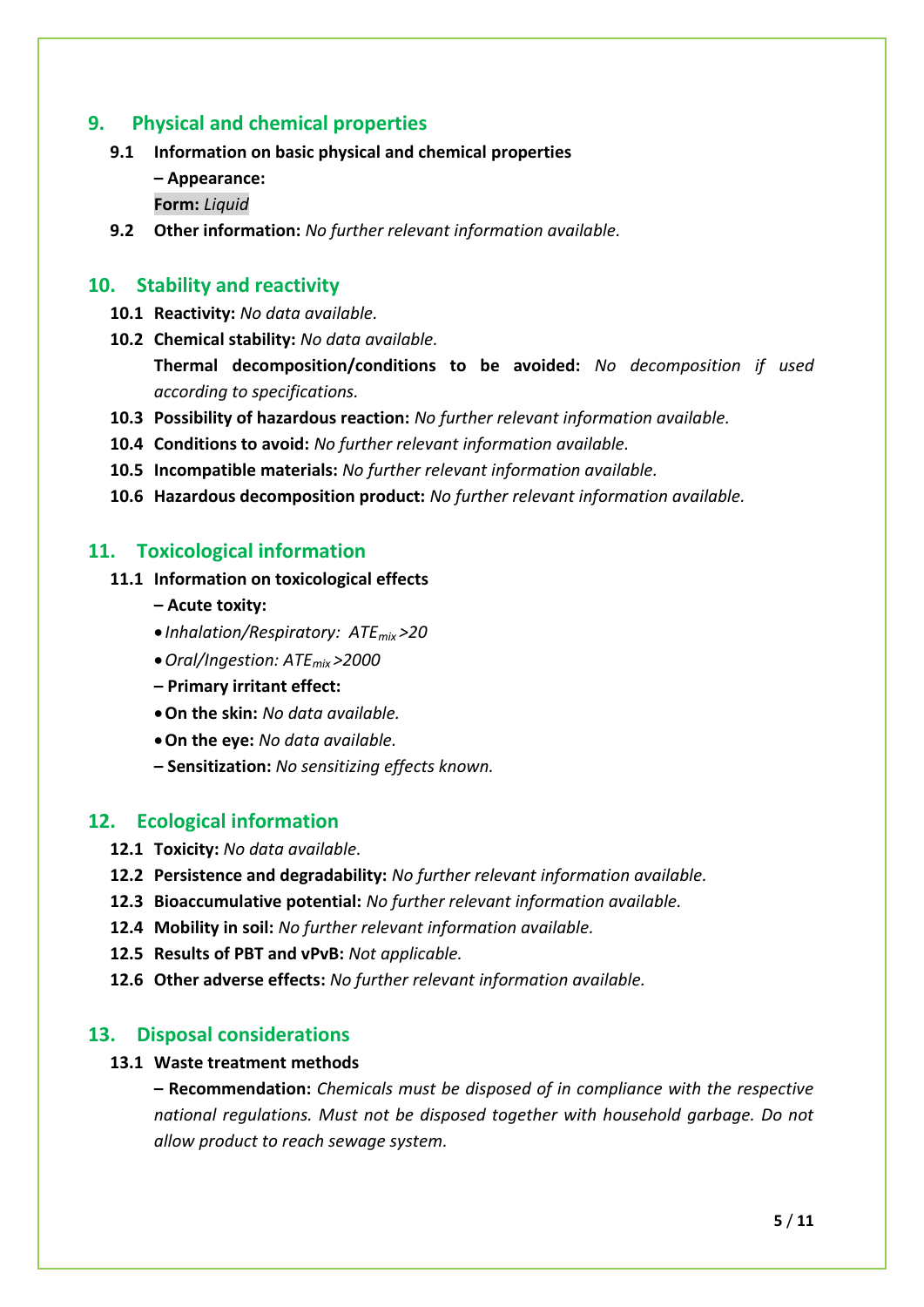## 9. Physical and chemical properties

**9.1 Information on basic physical and chemical properties**

**– Appearance:**

**Form:** *Liquid*

**9.2 Other information:** *No further relevant information available.*

## 10. Stability and reactivity

**10.1 Reactivity:** *No data available.*

**10.2 Chemical stability:** *No data available.*

**Thermal decomposition/conditions to be avoided:** *No decomposition if used according to specifications.*

**10.3 Possibility of hazardous reaction:** *No further relevant information available.*

**10.4 Conditions to avoid:** *No further relevant information available.*

**10.5 Incompatible materials:** *No further relevant information available.*

**10.6 Hazardous decomposition product:** *No further relevant information available.*

## 11. Toxicological information

**11.1 Information on toxicological effects**

**– Acute toxicity:**

- *Inhalation/Respiratory:* $ATE_{mix}$ *>20*
- *Oral/Ingestion:* $ATE_{mix}$ *>2000*

**– Primary irritant effect:**

- **On the skin:** *No data available.*
- **On the eye:** *No data available.*

**– Sensitization:** *No sensitizing effects known.*

## 12. Ecological information

**12.1 Toxicity:** *No data available.*

**12.2 Persistence and degradability:** *No further relevant information available.*

**12.3 Bioaccumulative potential:** *No further relevant information available.*

**12.4 Mobility in soil:** *No further relevant information available.*

**12.5 Results of PBT and vPvB:** *Not applicable.*

**12.6 Other adverse effects:** *No further relevant information available.*

## 13. Disposal considerations

**13.1 Waste treatment methods**

**– Recommendation:** *Chemicals must be disposed of in compliance with the respective national regulations. Must not be disposed together with household garbage. Do not allow product to reach sewage system.*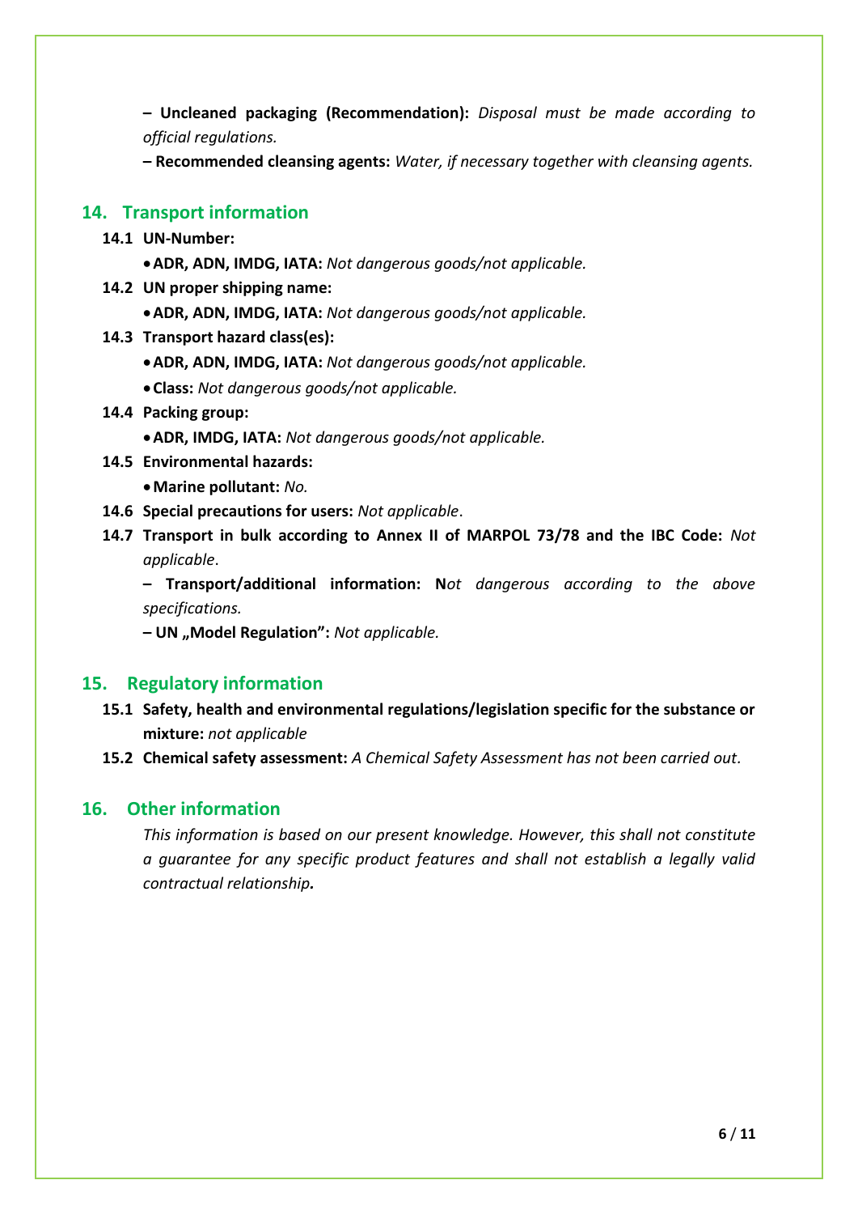**– Uncleaned packaging (Recommendation):** *Disposal must be made according to official regulations.*

**– Recommended cleansing agents:** *Water, if necessary together with cleansing agents.*

## 14. Transport information

**14.1 UN-Number:**

- **ADR, ADN, IMDG, IATA:** *Not dangerous goods/not applicable.*

**14.2 UN proper shipping name:**

- **ADR, ADN, IMDG, IATA:** *Not dangerous goods/not applicable.*

**14.3 Transport hazard class(es):**

- **ADR, ADN, IMDG, IATA:** *Not dangerous goods/not applicable.*
- **Class:** *Not dangerous goods/not applicable.*

**14.4 Packing group:**

- **ADR, IMDG, IATA:** *Not dangerous goods/not applicable.*

**14.5 Environmental hazards:**

- **Marine pollutant:** *No.*

**14.6 Special precautions for users:** *Not applicable*.

**14.7 Transport in bulk according to Annex II of MARPOL 73/78 and the IBC Code:** *Not applicable*.

**– Transport/additional information: N***ot dangerous according to the above specifications.*

**– UN „Model Regulation":** *Not applicable.*

## 15. Regulatory information

**15.1 Safety, health and environmental regulations/legislation specific for the substance or mixture:** *not applicable*

**15.2 Chemical safety assessment:** *A Chemical Safety Assessment has not been carried out.*

## 16. Other information

*This information is based on our present knowledge. However, this shall not constitute a guarantee for any specific product features and shall not establish a legally valid contractual relationship.*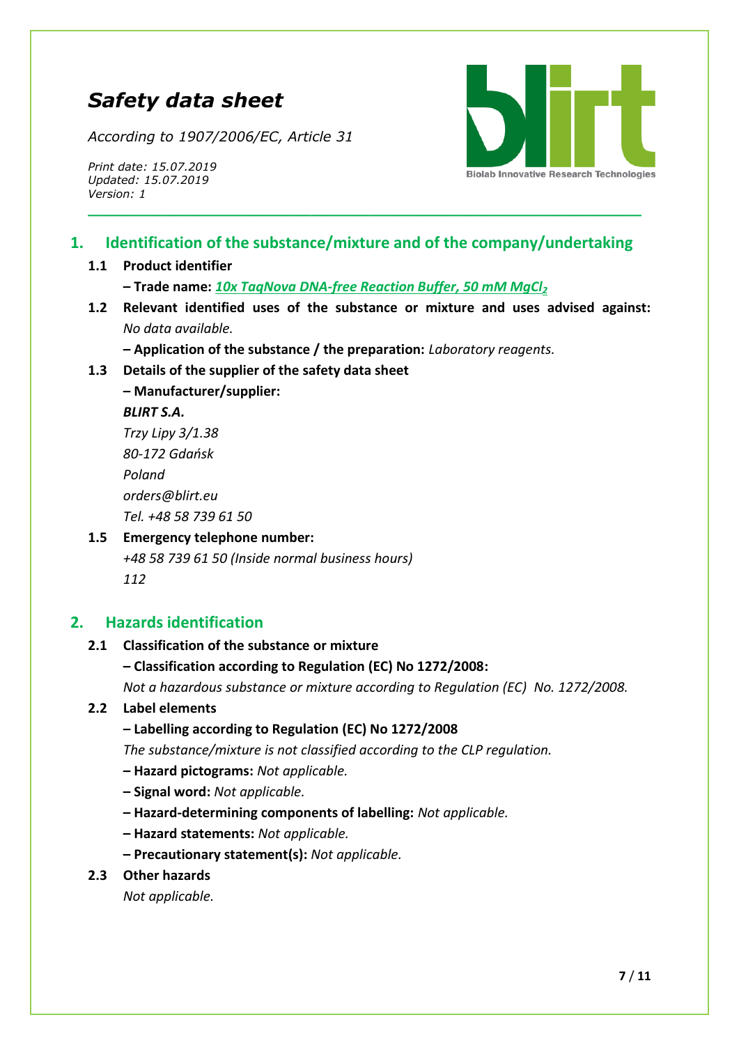# *Safety data sheet*

*According to 1907/2006/EC, Article 31*

*Print date: 15.07.2019*
*Updated: 15.07.2019*
*Version: 1*

## 1. Identification of the substance/mixture and of the company/undertaking

**1.1 Product identifier**

**– Trade name:** ***10x TaqNova DNA-free Reaction Buffer, 50 mM $MgCl_2$***

**1.2 Relevant identified uses of the substance or mixture and uses advised against:** *No data available.*

**– Application of the substance / the preparation:** *Laboratory reagents.*

**1.3 Details of the supplier of the safety data sheet**

**– Manufacturer/supplier:**

***BLIRT S.A.***
*Trzy Lipy 3/1.38*
*80-172 Gdańsk*
*Poland*
*orders@blirt.eu*
*Tel. +48 58 739 61 50*

**1.5 Emergency telephone number:**

*+48 58 739 61 50 (Inside normal business hours)*
*112*

## 2. Hazards identification

**2.1 Classification of the substance or mixture**

**– Classification according to Regulation (EC) No 1272/2008:**
*Not a hazardous substance or mixture according to Regulation (EC) No. 1272/2008.*

**2.2 Label elements**

**– Labelling according to Regulation (EC) No 1272/2008**
*The substance/mixture is not classified according to the CLP regulation.*

**– Hazard pictograms:** *Not applicable.*

**– Signal word:** *Not applicable.*

**– Hazard-determining components of labelling:** *Not applicable.*

**– Hazard statements:** *Not applicable.*

**– Precautionary statement(s):** *Not applicable.*

**2.3 Other hazards**

*Not applicable.*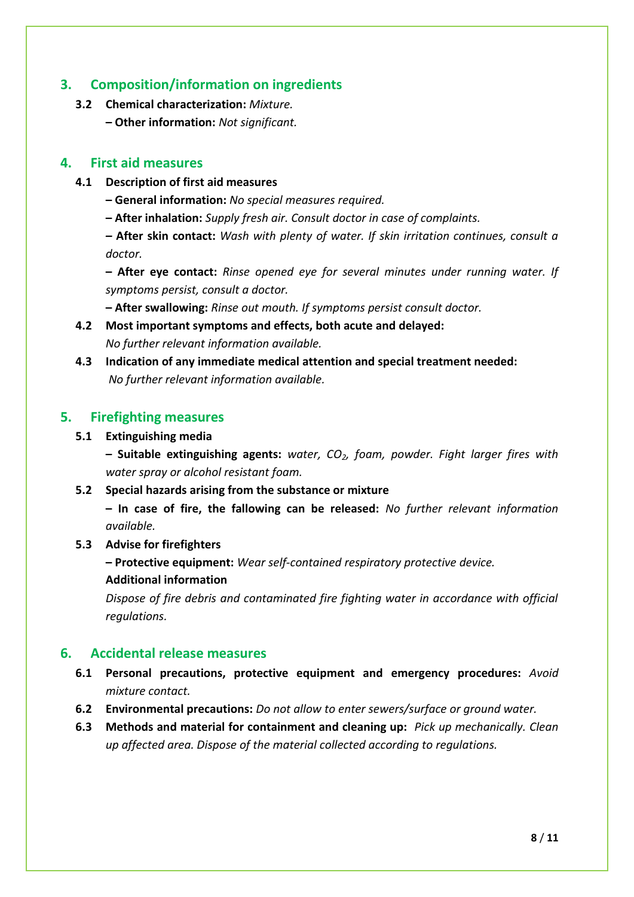## 3. Composition/information on ingredients

**3.2 Chemical characterization:** *Mixture.*

**– Other information:** *Not significant.*

## 4. First aid measures

**4.1 Description of first aid measures**

**– General information:** *No special measures required.*

**– After inhalation:** *Supply fresh air. Consult doctor in case of complaints.*

**– After skin contact:** *Wash with plenty of water. If skin irritation continues, consult a doctor.*

**– After eye contact:** *Rinse opened eye for several minutes under running water. If symptoms persist, consult a doctor.*

**– After swallowing:** *Rinse out mouth. If symptoms persist consult doctor.*

**4.2 Most important symptoms and effects, both acute and delayed:**
*No further relevant information available.*

**4.3 Indication of any immediate medical attention and special treatment needed:**
*No further relevant information available.*

## 5. Firefighting measures

**5.1 Extinguishing media**

**– Suitable extinguishing agents:** *water, $CO_2$, foam, powder. Fight larger fires with water spray or alcohol resistant foam.*

**5.2 Special hazards arising from the substance or mixture**

**– In case of fire, the fallowing can be released:** *No further relevant information available.*

**5.3 Advise for firefighters**

**– Protective equipment:** *Wear self-contained respiratory protective device.*

**Additional information**

*Dispose of fire debris and contaminated fire fighting water in accordance with official regulations.*

## 6. Accidental release measures

**6.1 Personal precautions, protective equipment and emergency procedures:** *Avoid mixture contact.*

**6.2 Environmental precautions:** *Do not allow to enter sewers/surface or ground water.*

**6.3 Methods and material for containment and cleaning up:** *Pick up mechanically. Clean up affected area. Dispose of the material collected according to regulations.*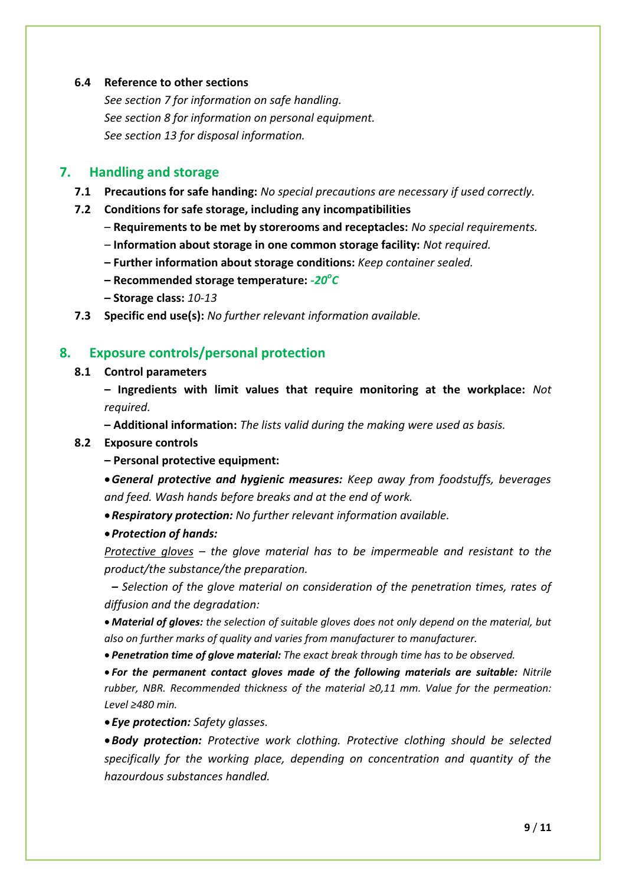**6.4 Reference to other sections**

*See section 7 for information on safe handling.*
*See section 8 for information on personal equipment.*
*See section 13 for disposal information.*

## 7. Handling and storage

**7.1 Precautions for safe handing:** *No special precautions are necessary if used correctly.*

**7.2 Conditions for safe storage, including any incompatibilities**

– **Requirements to be met by storerooms and receptacles:** *No special requirements.*

– **Information about storage in one common storage facility:** *Not required.*

– **Further information about storage conditions:** *Keep container sealed.*

– **Recommended storage temperature:** ***-20°C***

– **Storage class:** *10-13*

**7.3 Specific end use(s):** *No further relevant information available.*

## 8. Exposure controls/personal protection

**8.1 Control parameters**

– **Ingredients with limit values that require monitoring at the workplace:** *Not required.*

– **Additional information:** *The lists valid during the making were used as basis.*

**8.2 Exposure controls**

– **Personal protective equipment:**

- ***General protective and hygienic measures:*** *Keep away from foodstuffs, beverages and feed. Wash hands before breaks and at the end of work.*
- ***Respiratory protection:*** *No further relevant information available.*
- ***Protection of hands:***

*Protective gloves – the glove material has to be impermeable and resistant to the product/the substance/the preparation.*

*– Selection of the glove material on consideration of the penetration times, rates of diffusion and the degradation:*

- ***Material of gloves:*** *the selection of suitable gloves does not only depend on the material, but also on further marks of quality and varies from manufacturer to manufacturer.*
- ***Penetration time of glove material:*** *The exact break through time has to be observed.*
- ***For the permanent contact gloves made of the following materials are suitable:*** *Nitrile rubber, NBR. Recommended thickness of the material ≥0,11 mm. Value for the permeation: Level ≥480 min.*
- ***Eye protection:*** *Safety glasses.*
- ***Body protection:*** *Protective work clothing. Protective clothing should be selected specifically for the working place, depending on concentration and quantity of the hazourdous substances handled.*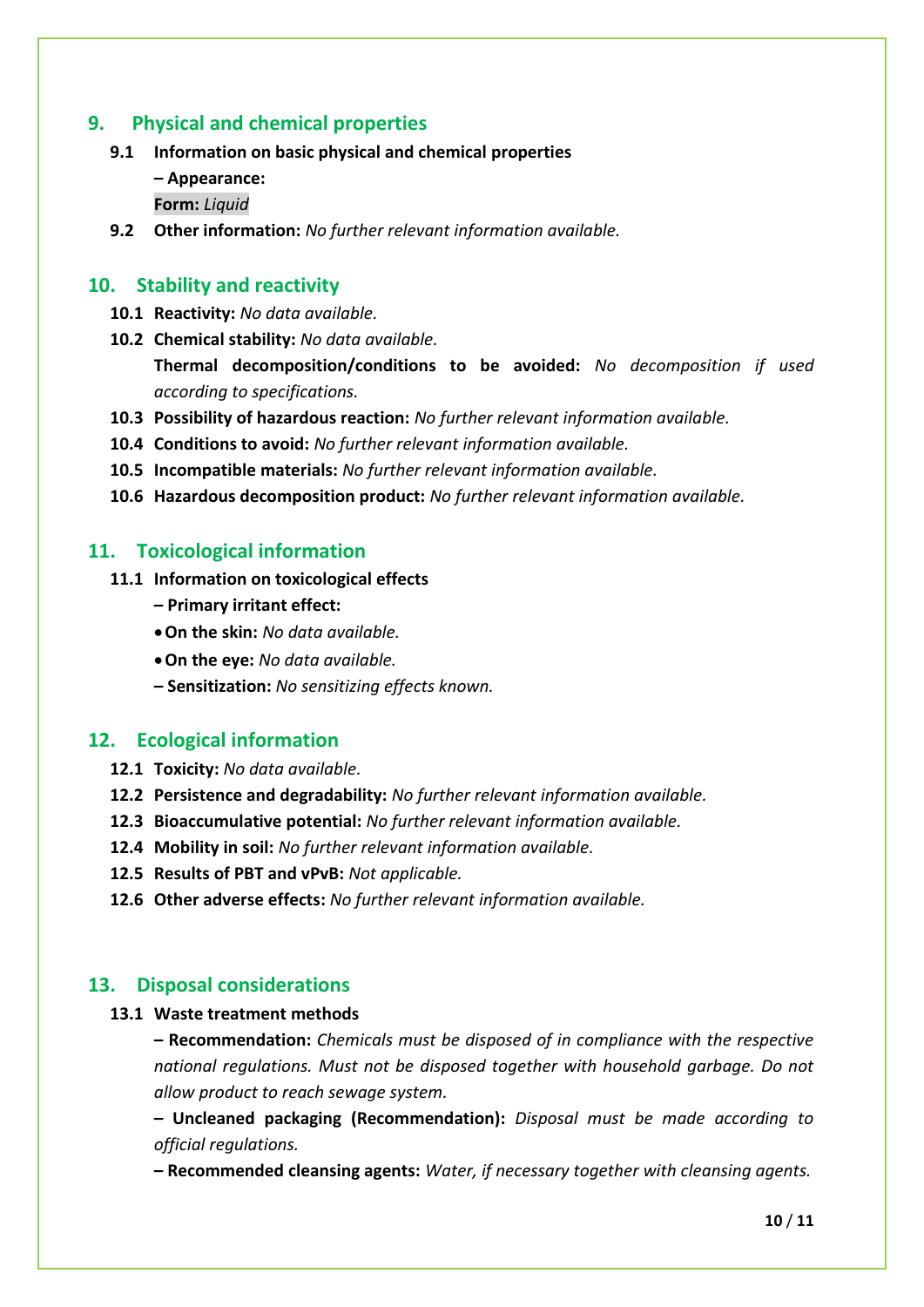## 9. Physical and chemical properties

**9.1 Information on basic physical and chemical properties**

**– Appearance:**

**Form:** *Liquid*

**9.2 Other information:** *No further relevant information available.*

## 10. Stability and reactivity

**10.1 Reactivity:** *No data available.*

**10.2 Chemical stability:** *No data available.*

**Thermal decomposition/conditions to be avoided:** *No decomposition if used according to specifications.*

**10.3 Possibility of hazardous reaction:** *No further relevant information available.*

**10.4 Conditions to avoid:** *No further relevant information available.*

**10.5 Incompatible materials:** *No further relevant information available.*

**10.6 Hazardous decomposition product:** *No further relevant information available.*

## 11. Toxicological information

**11.1 Information on toxicological effects**

**– Primary irritant effect:**

- **On the skin:** *No data available.*
- **On the eye:** *No data available.*

**– Sensitization:** *No sensitizing effects known.*

## 12. Ecological information

**12.1 Toxicity:** *No data available.*

**12.2 Persistence and degradability:** *No further relevant information available.*

**12.3 Bioaccumulative potential:** *No further relevant information available.*

**12.4 Mobility in soil:** *No further relevant information available.*

**12.5 Results of PBT and vPvB:** *Not applicable.*

**12.6 Other adverse effects:** *No further relevant information available.*

## 13. Disposal considerations

**13.1 Waste treatment methods**

**– Recommendation:** *Chemicals must be disposed of in compliance with the respective national regulations. Must not be disposed together with household garbage. Do not allow product to reach sewage system.*

**– Uncleaned packaging (Recommendation):** *Disposal must be made according to official regulations.*

**– Recommended cleansing agents:** *Water, if necessary together with cleansing agents.*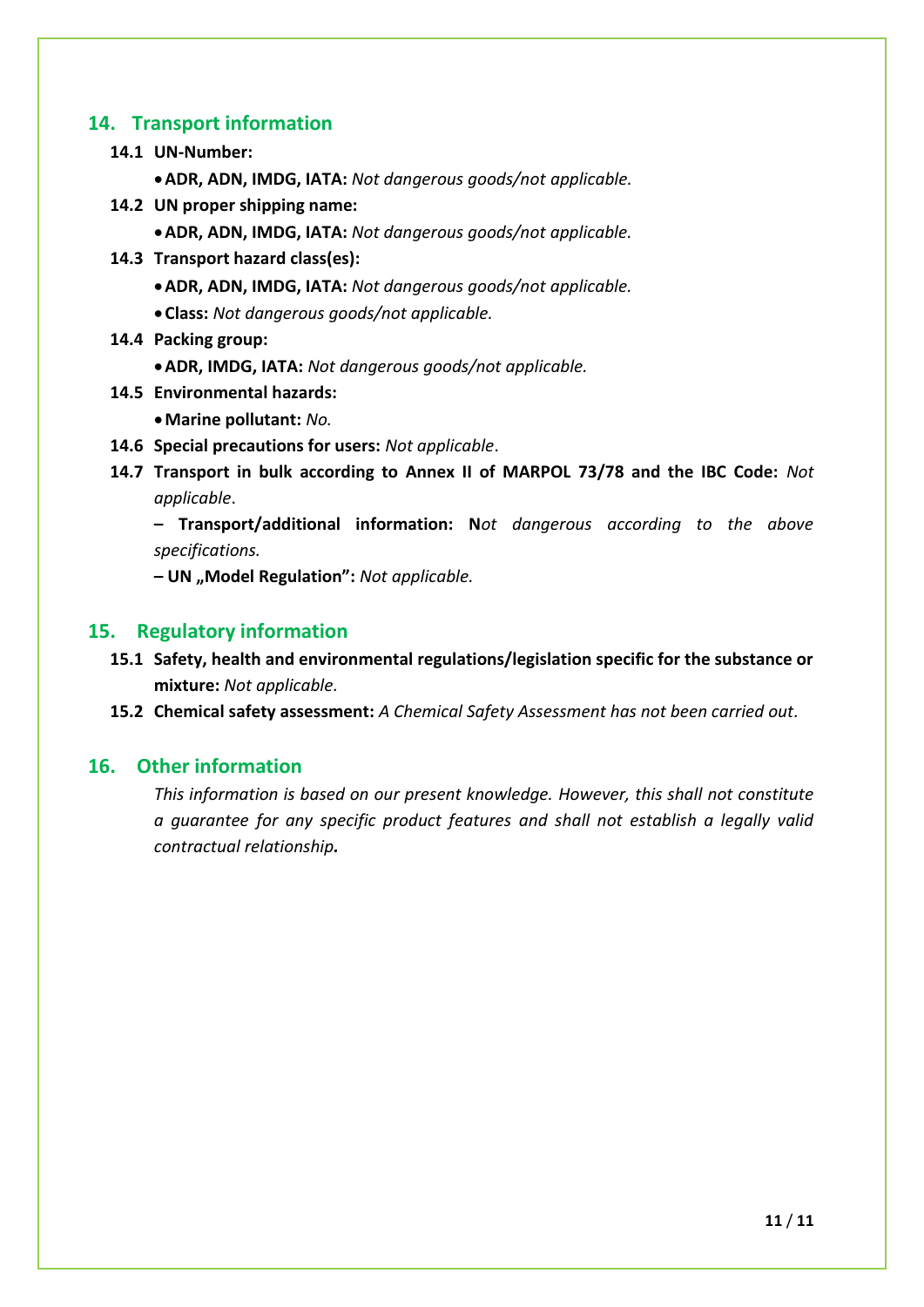## 14. Transport information

**14.1 UN-Number:**

- **ADR, ADN, IMDG, IATA:** *Not dangerous goods/not applicable.*

**14.2 UN proper shipping name:**

- **ADR, ADN, IMDG, IATA:** *Not dangerous goods/not applicable.*

**14.3 Transport hazard class(es):**

- **ADR, ADN, IMDG, IATA:** *Not dangerous goods/not applicable.*
- **Class:** *Not dangerous goods/not applicable.*

**14.4 Packing group:**

- **ADR, IMDG, IATA:** *Not dangerous goods/not applicable.*

**14.5 Environmental hazards:**

- **Marine pollutant:** *No.*

**14.6 Special precautions for users:** *Not applicable*.

**14.7 Transport in bulk according to Annex II of MARPOL 73/78 and the IBC Code:** *Not applicable*.

**– Transport/additional information: N***ot dangerous according to the above specifications.*

**– UN „Model Regulation":** *Not applicable.*

## 15. Regulatory information

**15.1 Safety, health and environmental regulations/legislation specific for the substance or mixture:** *Not applicable.*

**15.2 Chemical safety assessment:** *A Chemical Safety Assessment has not been carried out.*

## 16. Other information

*This information is based on our present knowledge. However, this shall not constitute a guarantee for any specific product features and shall not establish a legally valid contractual relationship.*